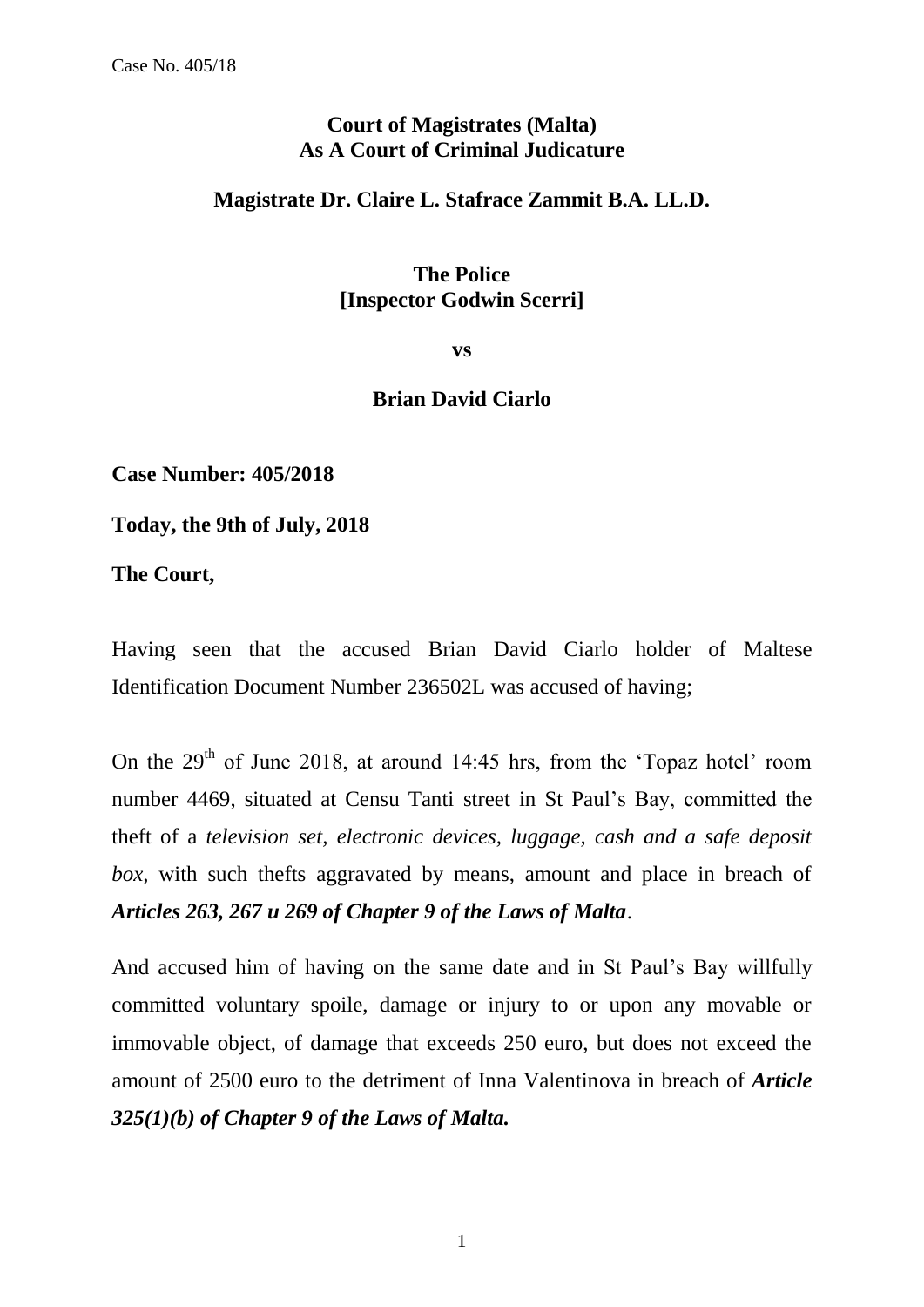**Court of Magistrates (Malta)**
**As A Court of Criminal Judicature**

**Magistrate Dr. Claire L. Stafrace Zammit B.A. LL.D.**

**The Police**
**[Inspector Godwin Scerri]**

**vs**

**Brian David Ciarlo**

**Case Number: 405/2018**

**Today, the 9th of July, 2018**

**The Court,**

Having seen that the accused Brian David Ciarlo holder of Maltese Identification Document Number 236502L was accused of having;

On the 29th of June 2018, at around 14:45 hrs, from the 'Topaz hotel' room number 4469, situated at Censu Tanti street in St Paul's Bay, committed the theft of a *television set, electronic devices, luggage, cash and a safe deposit box,* with such thefts aggravated by means, amount and place in breach of ***Articles 263, 267 u 269 of Chapter 9 of the Laws of Malta***.

And accused him of having on the same date and in St Paul's Bay willfully committed voluntary spoile, damage or injury to or upon any movable or immovable object, of damage that exceeds 250 euro, but does not exceed the amount of 2500 euro to the detriment of Inna Valentinova in breach of ***Article 325(1)(b) of Chapter 9 of the Laws of Malta.***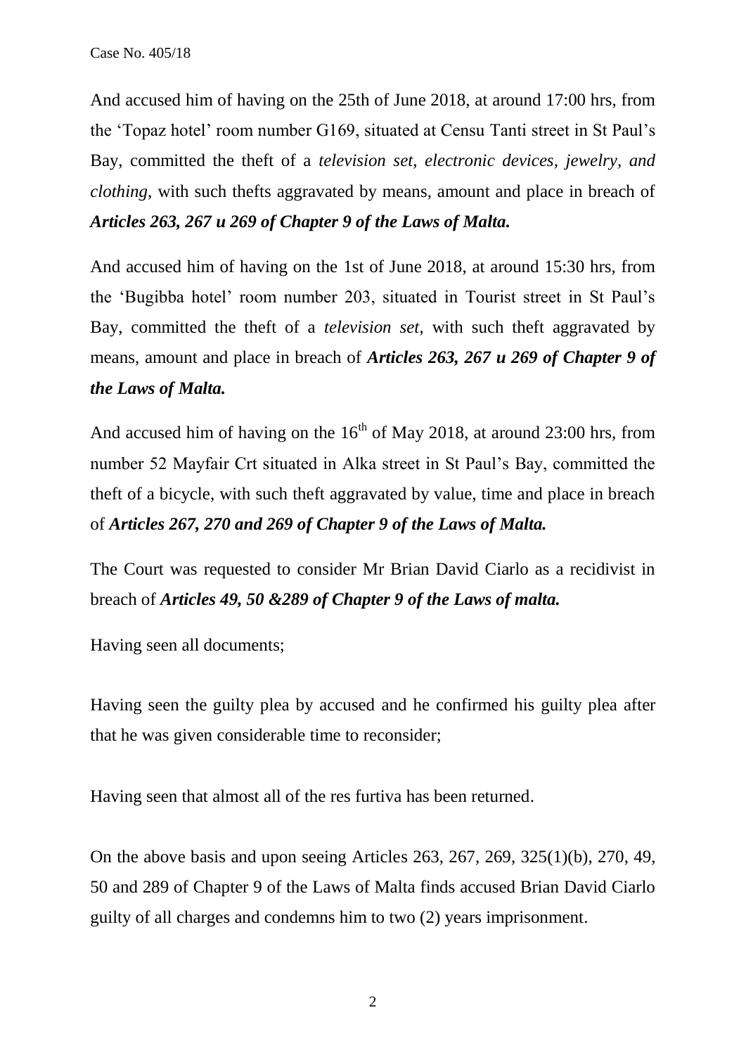And accused him of having on the 25th of June 2018, at around 17:00 hrs, from the 'Topaz hotel' room number G169, situated at Censu Tanti street in St Paul's Bay, committed the theft of a *television set, electronic devices, jewelry, and clothing*, with such thefts aggravated by means, amount and place in breach of ***Articles 263, 267 u 269 of Chapter 9 of the Laws of Malta.***

And accused him of having on the 1st of June 2018, at around 15:30 hrs, from the 'Bugibba hotel' room number 203, situated in Tourist street in St Paul's Bay, committed the theft of a *television set*, with such theft aggravated by means, amount and place in breach of ***Articles 263, 267 u 269 of Chapter 9 of the Laws of Malta.***

And accused him of having on the 16th of May 2018, at around 23:00 hrs, from number 52 Mayfair Crt situated in Alka street in St Paul's Bay, committed the theft of a bicycle, with such theft aggravated by value, time and place in breach of ***Articles 267, 270 and 269 of Chapter 9 of the Laws of Malta.***

The Court was requested to consider Mr Brian David Ciarlo as a recidivist in breach of ***Articles 49, 50 &289 of Chapter 9 of the Laws of malta.***

Having seen all documents;

Having seen the guilty plea by accused and he confirmed his guilty plea after that he was given considerable time to reconsider;

Having seen that almost all of the res furtiva has been returned.

On the above basis and upon seeing Articles 263, 267, 269, 325(1)(b), 270, 49, 50 and 289 of Chapter 9 of the Laws of Malta finds accused Brian David Ciarlo guilty of all charges and condemns him to two (2) years imprisonment.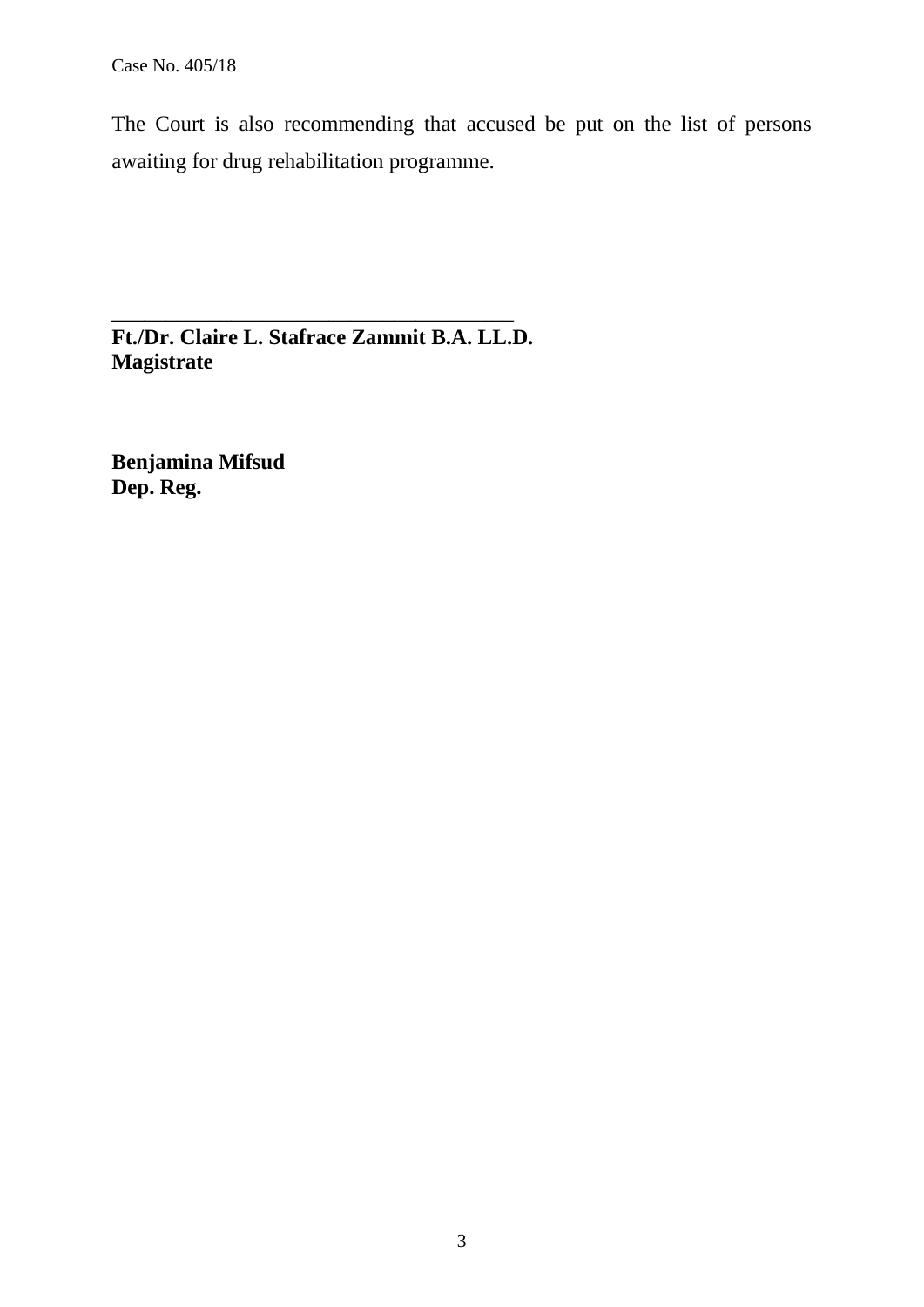The Court is also recommending that accused be put on the list of persons awaiting for drug rehabilitation programme.

\_\_\_\_\_\_\_\_\_\_\_\_\_\_\_\_\_\_\_\_\_\_\_\_\_\_\_\_\_\_\_\_\_\_\_\_

**Ft./Dr. Claire L. Stafrace Zammit B.A. LL.D.**
**Magistrate**

**Benjamina Mifsud**
**Dep. Reg.**